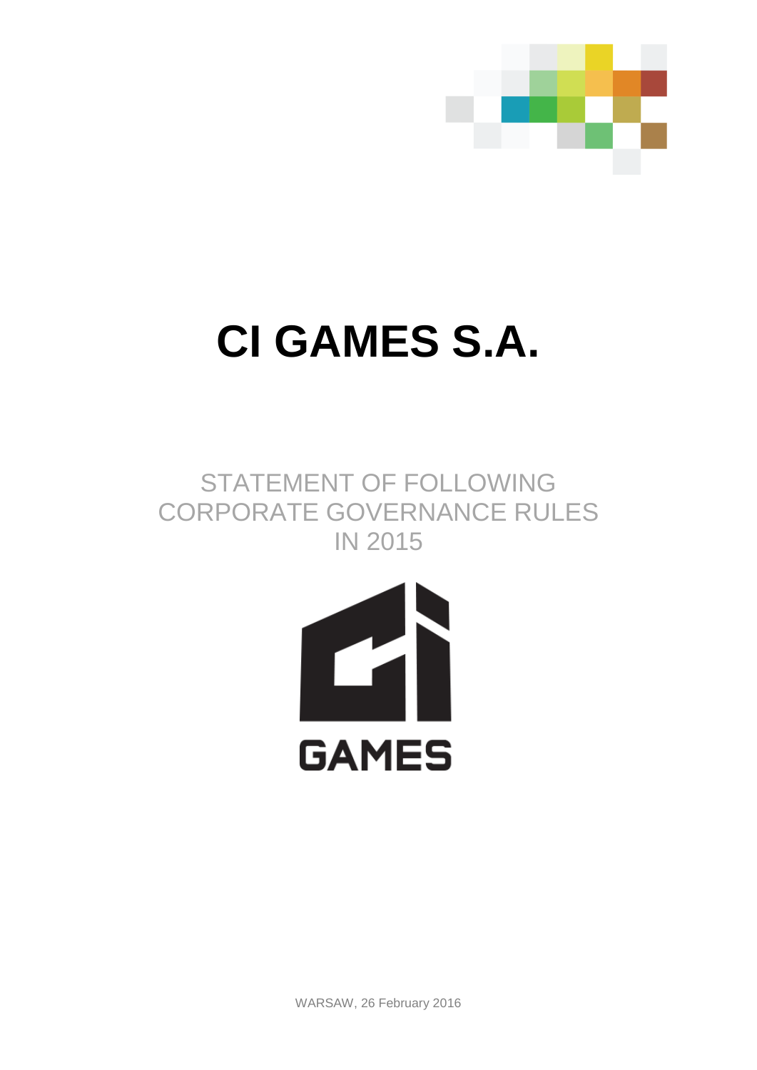# CI GAMES S.A.

## STATEMENT OF FOLLOWING CORPORATE GOVERNANCE RULES IN 2015

GAMES

WARSAW, 26 February 2016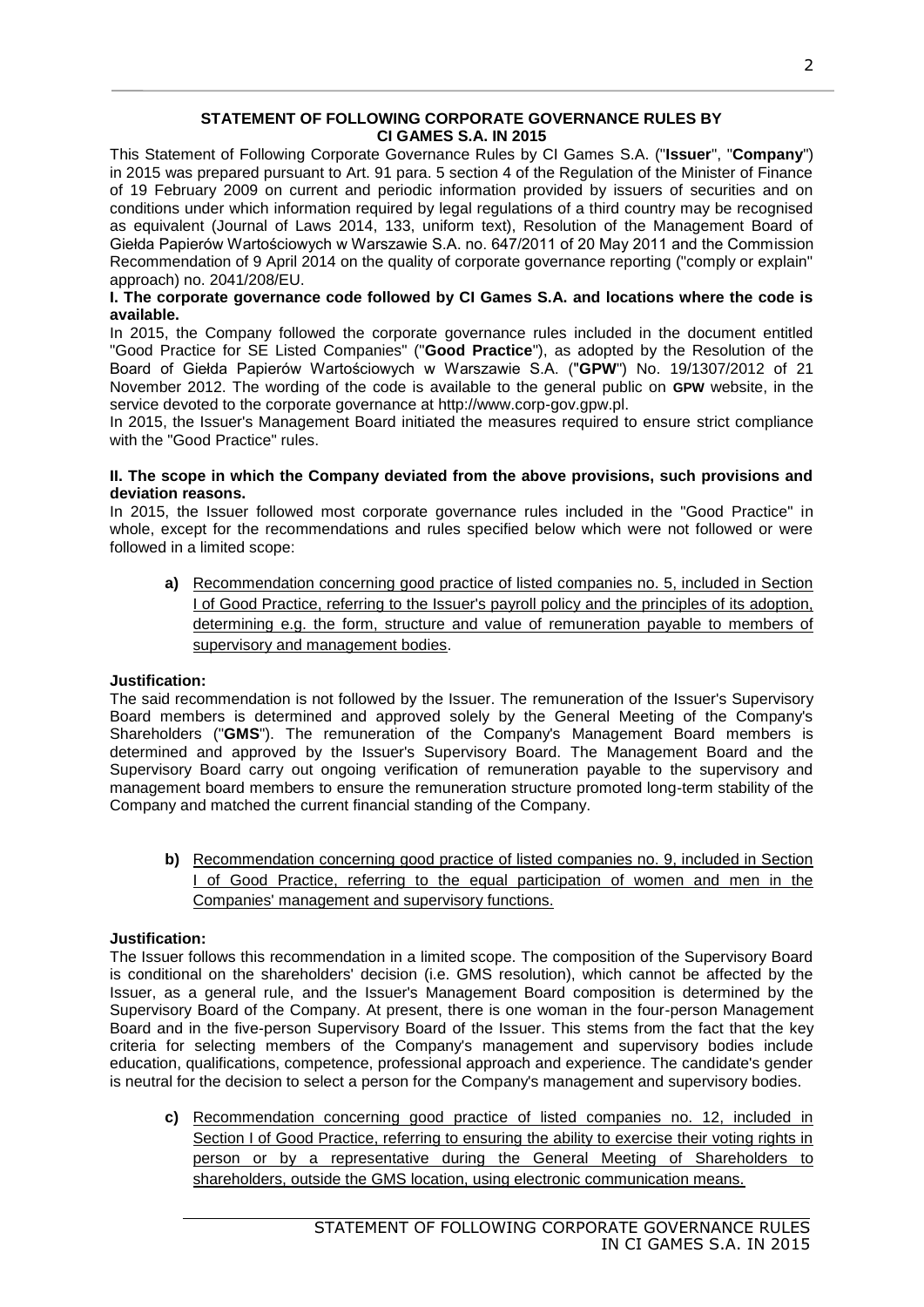## STATEMENT OF FOLLOWING CORPORATE GOVERNANCE RULES BY CI GAMES S.A. IN 2015

This Statement of Following Corporate Governance Rules by CI Games S.A. ("**Issuer**", "**Company**") in 2015 was prepared pursuant to Art. 91 para. 5 section 4 of the Regulation of the Minister of Finance of 19 February 2009 on current and periodic information provided by issuers of securities and on conditions under which information required by legal regulations of a third country may be recognised as equivalent (Journal of Laws 2014, 133, uniform text), Resolution of the Management Board of Giełda Papierów Wartościowych w Warszawie S.A. no. 647/2011 of 20 May 2011 and the Commission Recommendation of 9 April 2014 on the quality of corporate governance reporting ("comply or explain" approach) no. 2041/208/EU.

### I. The corporate governance code followed by CI Games S.A. and locations where the code is available.

In 2015, the Company followed the corporate governance rules included in the document entitled "Good Practice for SE Listed Companies" ("**Good Practice**"), as adopted by the Resolution of the Board of Giełda Papierów Wartościowych w Warszawie S.A. ("**GPW**") No. 19/1307/2012 of 21 November 2012. The wording of the code is available to the general public on **GPW** website, in the service devoted to the corporate governance at http://www.corp-gov.gpw.pl.

In 2015, the Issuer's Management Board initiated the measures required to ensure strict compliance with the "Good Practice" rules.

### II. The scope in which the Company deviated from the above provisions, such provisions and deviation reasons.

In 2015, the Issuer followed most corporate governance rules included in the "Good Practice" in whole, except for the recommendations and rules specified below which were not followed or were followed in a limited scope:

**a)** Recommendation concerning good practice of listed companies no. 5, included in Section I of Good Practice, referring to the Issuer's payroll policy and the principles of its adoption, determining e.g. the form, structure and value of remuneration payable to members of supervisory and management bodies.

**Justification:**

The said recommendation is not followed by the Issuer. The remuneration of the Issuer's Supervisory Board members is determined and approved solely by the General Meeting of the Company's Shareholders ("**GMS**"). The remuneration of the Company's Management Board members is determined and approved by the Issuer's Supervisory Board. The Management Board and the Supervisory Board carry out ongoing verification of remuneration payable to the supervisory and management board members to ensure the remuneration structure promoted long-term stability of the Company and matched the current financial standing of the Company.

**b)** Recommendation concerning good practice of listed companies no. 9, included in Section I of Good Practice, referring to the equal participation of women and men in the Companies' management and supervisory functions.

**Justification:**

The Issuer follows this recommendation in a limited scope. The composition of the Supervisory Board is conditional on the shareholders' decision (i.e. GMS resolution), which cannot be affected by the Issuer, as a general rule, and the Issuer's Management Board composition is determined by the Supervisory Board of the Company. At present, there is one woman in the four-person Management Board and in the five-person Supervisory Board of the Issuer. This stems from the fact that the key criteria for selecting members of the Company's management and supervisory bodies include education, qualifications, competence, professional approach and experience. The candidate's gender is neutral for the decision to select a person for the Company's management and supervisory bodies.

**c)** Recommendation concerning good practice of listed companies no. 12, included in Section I of Good Practice, referring to ensuring the ability to exercise their voting rights in person or by a representative during the General Meeting of Shareholders to shareholders, outside the GMS location, using electronic communication means.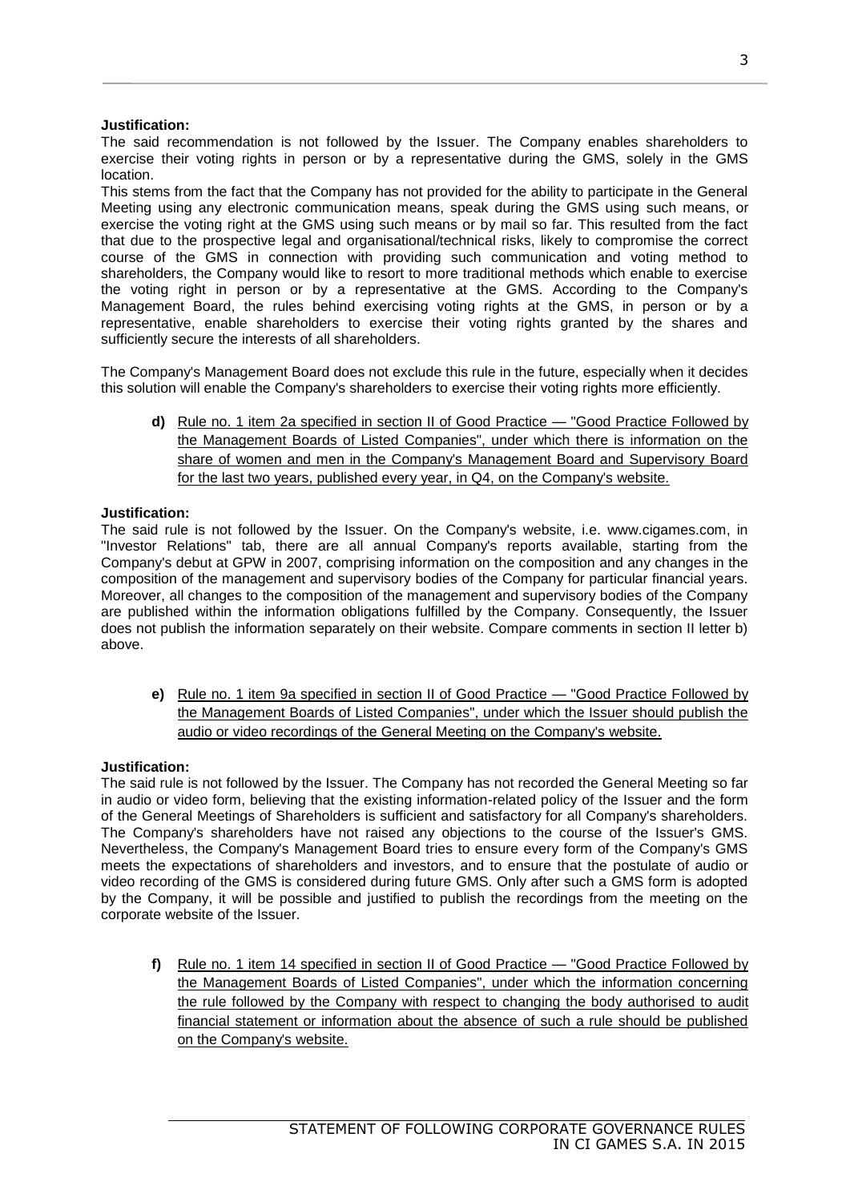**Justification:**

The said recommendation is not followed by the Issuer. The Company enables shareholders to exercise their voting rights in person or by a representative during the GMS, solely in the GMS location.

This stems from the fact that the Company has not provided for the ability to participate in the General Meeting using any electronic communication means, speak during the GMS using such means, or exercise the voting right at the GMS using such means or by mail so far. This resulted from the fact that due to the prospective legal and organisational/technical risks, likely to compromise the correct course of the GMS in connection with providing such communication and voting method to shareholders, the Company would like to resort to more traditional methods which enable to exercise the voting right in person or by a representative at the GMS. According to the Company's Management Board, the rules behind exercising voting rights at the GMS, in person or by a representative, enable shareholders to exercise their voting rights granted by the shares and sufficiently secure the interests of all shareholders.

The Company's Management Board does not exclude this rule in the future, especially when it decides this solution will enable the Company's shareholders to exercise their voting rights more efficiently.

**d)** <u>Rule no. 1 item 2a specified in section II of Good Practice — "Good Practice Followed by the Management Boards of Listed Companies", under which there is information on the share of women and men in the Company's Management Board and Supervisory Board for the last two years, published every year, in Q4, on the Company's website.</u>

**Justification:**

The said rule is not followed by the Issuer. On the Company's website, i.e. www.cigames.com, in "Investor Relations" tab, there are all annual Company's reports available, starting from the Company's debut at GPW in 2007, comprising information on the composition and any changes in the composition of the management and supervisory bodies of the Company for particular financial years. Moreover, all changes to the composition of the management and supervisory bodies of the Company are published within the information obligations fulfilled by the Company. Consequently, the Issuer does not publish the information separately on their website. Compare comments in section II letter b) above.

**e)** <u>Rule no. 1 item 9a specified in section II of Good Practice — "Good Practice Followed by the Management Boards of Listed Companies", under which the Issuer should publish the audio or video recordings of the General Meeting on the Company's website.</u>

**Justification:**

The said rule is not followed by the Issuer. The Company has not recorded the General Meeting so far in audio or video form, believing that the existing information-related policy of the Issuer and the form of the General Meetings of Shareholders is sufficient and satisfactory for all Company's shareholders. The Company's shareholders have not raised any objections to the course of the Issuer's GMS. Nevertheless, the Company's Management Board tries to ensure every form of the Company's GMS meets the expectations of shareholders and investors, and to ensure that the postulate of audio or video recording of the GMS is considered during future GMS. Only after such a GMS form is adopted by the Company, it will be possible and justified to publish the recordings from the meeting on the corporate website of the Issuer.

**f)** <u>Rule no. 1 item 14 specified in section II of Good Practice — "Good Practice Followed by the Management Boards of Listed Companies", under which the information concerning the rule followed by the Company with respect to changing the body authorised to audit financial statement or information about the absence of such a rule should be published on the Company's website.</u>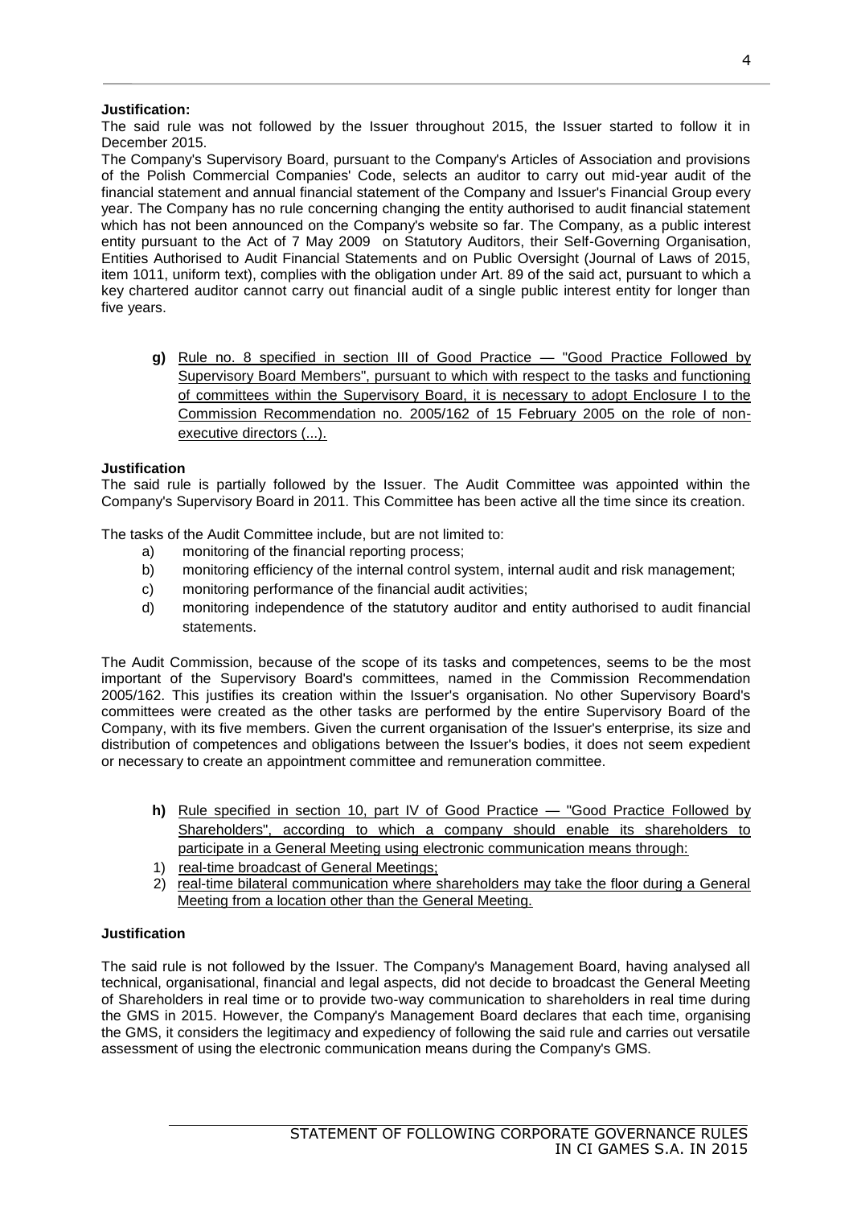**Justification:**

The said rule was not followed by the Issuer throughout 2015, the Issuer started to follow it in December 2015.

The Company's Supervisory Board, pursuant to the Company's Articles of Association and provisions of the Polish Commercial Companies' Code, selects an auditor to carry out mid-year audit of the financial statement and annual financial statement of the Company and Issuer's Financial Group every year. The Company has no rule concerning changing the entity authorised to audit financial statement which has not been announced on the Company's website so far. The Company, as a public interest entity pursuant to the Act of 7 May 2009 on Statutory Auditors, their Self-Governing Organisation, Entities Authorised to Audit Financial Statements and on Public Oversight (Journal of Laws of 2015, item 1011, uniform text), complies with the obligation under Art. 89 of the said act, pursuant to which a key chartered auditor cannot carry out financial audit of a single public interest entity for longer than five years.

**g)** Rule no. 8 specified in section III of Good Practice — "Good Practice Followed by Supervisory Board Members", pursuant to which with respect to the tasks and functioning of committees within the Supervisory Board, it is necessary to adopt Enclosure I to the Commission Recommendation no. 2005/162 of 15 February 2005 on the role of non-executive directors (...).

**Justification**

The said rule is partially followed by the Issuer. The Audit Committee was appointed within the Company's Supervisory Board in 2011. This Committee has been active all the time since its creation.

The tasks of the Audit Committee include, but are not limited to:

a) monitoring of the financial reporting process;
b) monitoring efficiency of the internal control system, internal audit and risk management;
c) monitoring performance of the financial audit activities;
d) monitoring independence of the statutory auditor and entity authorised to audit financial statements.

The Audit Commission, because of the scope of its tasks and competences, seems to be the most important of the Supervisory Board's committees, named in the Commission Recommendation 2005/162. This justifies its creation within the Issuer's organisation. No other Supervisory Board's committees were created as the other tasks are performed by the entire Supervisory Board of the Company, with its five members. Given the current organisation of the Issuer's enterprise, its size and distribution of competences and obligations between the Issuer's bodies, it does not seem expedient or necessary to create an appointment committee and remuneration committee.

**h)** Rule specified in section 10, part IV of Good Practice — "Good Practice Followed by Shareholders", according to which a company should enable its shareholders to participate in a General Meeting using electronic communication means through:

1) real-time broadcast of General Meetings;
2) real-time bilateral communication where shareholders may take the floor during a General Meeting from a location other than the General Meeting.

**Justification**

The said rule is not followed by the Issuer. The Company's Management Board, having analysed all technical, organisational, financial and legal aspects, did not decide to broadcast the General Meeting of Shareholders in real time or to provide two-way communication to shareholders in real time during the GMS in 2015. However, the Company's Management Board declares that each time, organising the GMS, it considers the legitimacy and expediency of following the said rule and carries out versatile assessment of using the electronic communication means during the Company's GMS.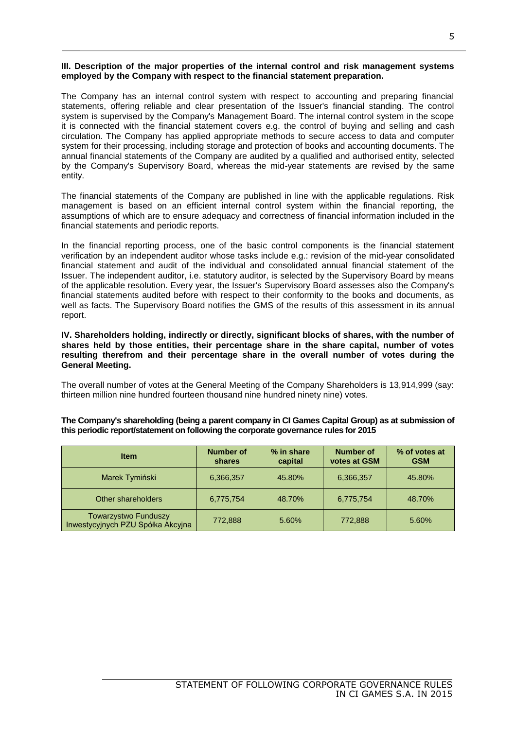**III. Description of the major properties of the internal control and risk management systems employed by the Company with respect to the financial statement preparation.**

The Company has an internal control system with respect to accounting and preparing financial statements, offering reliable and clear presentation of the Issuer's financial standing. The control system is supervised by the Company's Management Board. The internal control system in the scope it is connected with the financial statement covers e.g. the control of buying and selling and cash circulation. The Company has applied appropriate methods to secure access to data and computer system for their processing, including storage and protection of books and accounting documents. The annual financial statements of the Company are audited by a qualified and authorised entity, selected by the Company's Supervisory Board, whereas the mid-year statements are revised by the same entity.

The financial statements of the Company are published in line with the applicable regulations. Risk management is based on an efficient internal control system within the financial reporting, the assumptions of which are to ensure adequacy and correctness of financial information included in the financial statements and periodic reports.

In the financial reporting process, one of the basic control components is the financial statement verification by an independent auditor whose tasks include e.g.: revision of the mid-year consolidated financial statement and audit of the individual and consolidated annual financial statement of the Issuer. The independent auditor, i.e. statutory auditor, is selected by the Supervisory Board by means of the applicable resolution. Every year, the Issuer's Supervisory Board assesses also the Company's financial statements audited before with respect to their conformity to the books and documents, as well as facts. The Supervisory Board notifies the GMS of the results of this assessment in its annual report.

**IV. Shareholders holding, indirectly or directly, significant blocks of shares, with the number of shares held by those entities, their percentage share in the share capital, number of votes resulting therefrom and their percentage share in the overall number of votes during the General Meeting.**

The overall number of votes at the General Meeting of the Company Shareholders is 13,914,999 (say: thirteen million nine hundred fourteen thousand nine hundred ninety nine) votes.

**The Company's shareholding (being a parent company in CI Games Capital Group) as at submission of this periodic report/statement on following the corporate governance rules for 2015**

| Item | Number of shares | % in share capital | Number of votes at GSM | % of votes at GSM |
|---|---|---|---|---|
| Marek Tymiński | 6,366,357 | 45.80% | 6,366,357 | 45.80% |
| Other shareholders | 6,775,754 | 48.70% | 6,775,754 | 48.70% |
| Towarzystwo Funduszy Inwestycyjnych PZU Spółka Akcyjna | 772,888 | 5.60% | 772,888 | 5.60% |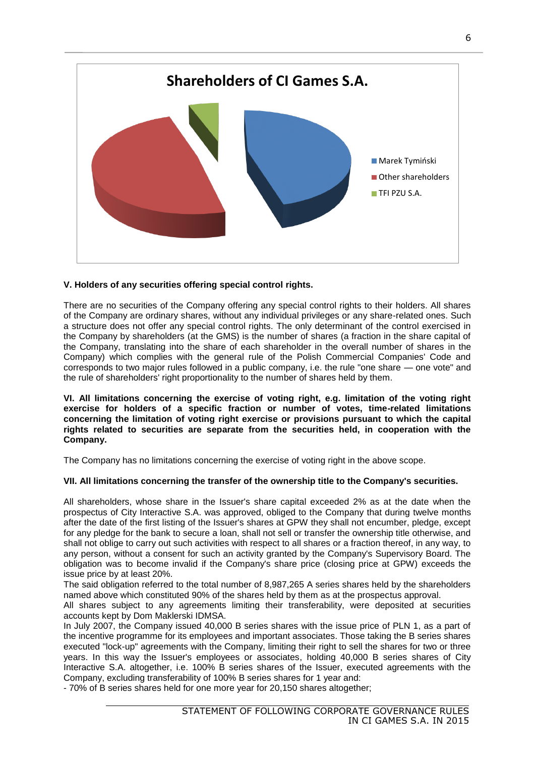**Shareholders of CI Games S.A.**

- Marek Tymiński
- Other shareholders
- TFI PZU S.A.

**V. Holders of any securities offering special control rights.**

There are no securities of the Company offering any special control rights to their holders. All shares of the Company are ordinary shares, without any individual privileges or any share-related ones. Such a structure does not offer any special control rights. The only determinant of the control exercised in the Company by shareholders (at the GMS) is the number of shares (a fraction in the share capital of the Company, translating into the share of each shareholder in the overall number of shares in the Company) which complies with the general rule of the Polish Commercial Companies' Code and corresponds to two major rules followed in a public company, i.e. the rule "one share — one vote" and the rule of shareholders' right proportionality to the number of shares held by them.

**VI. All limitations concerning the exercise of voting right, e.g. limitation of the voting right exercise for holders of a specific fraction or number of votes, time-related limitations concerning the limitation of voting right exercise or provisions pursuant to which the capital rights related to securities are separate from the securities held, in cooperation with the Company.**

The Company has no limitations concerning the exercise of voting right in the above scope.

**VII. All limitations concerning the transfer of the ownership title to the Company's securities.**

All shareholders, whose share in the Issuer's share capital exceeded 2% as at the date when the prospectus of City Interactive S.A. was approved, obliged to the Company that during twelve months after the date of the first listing of the Issuer's shares at GPW they shall not encumber, pledge, except for any pledge for the bank to secure a loan, shall not sell or transfer the ownership title otherwise, and shall not oblige to carry out such activities with respect to all shares or a fraction thereof, in any way, to any person, without a consent for such an activity granted by the Company's Supervisory Board. The obligation was to become invalid if the Company's share price (closing price at GPW) exceeds the issue price by at least 20%.

The said obligation referred to the total number of 8,987,265 A series shares held by the shareholders named above which constituted 90% of the shares held by them as at the prospectus approval.

All shares subject to any agreements limiting their transferability, were deposited at securities accounts kept by Dom Maklerski IDMSA.

In July 2007, the Company issued 40,000 B series shares with the issue price of PLN 1, as a part of the incentive programme for its employees and important associates. Those taking the B series shares executed "lock-up" agreements with the Company, limiting their right to sell the shares for two or three years. In this way the Issuer's employees or associates, holding 40,000 B series shares of City Interactive S.A. altogether, i.e. 100% B series shares of the Issuer, executed agreements with the Company, excluding transferability of 100% B series shares for 1 year and:

- 70% of B series shares held for one more year for 20,150 shares altogether;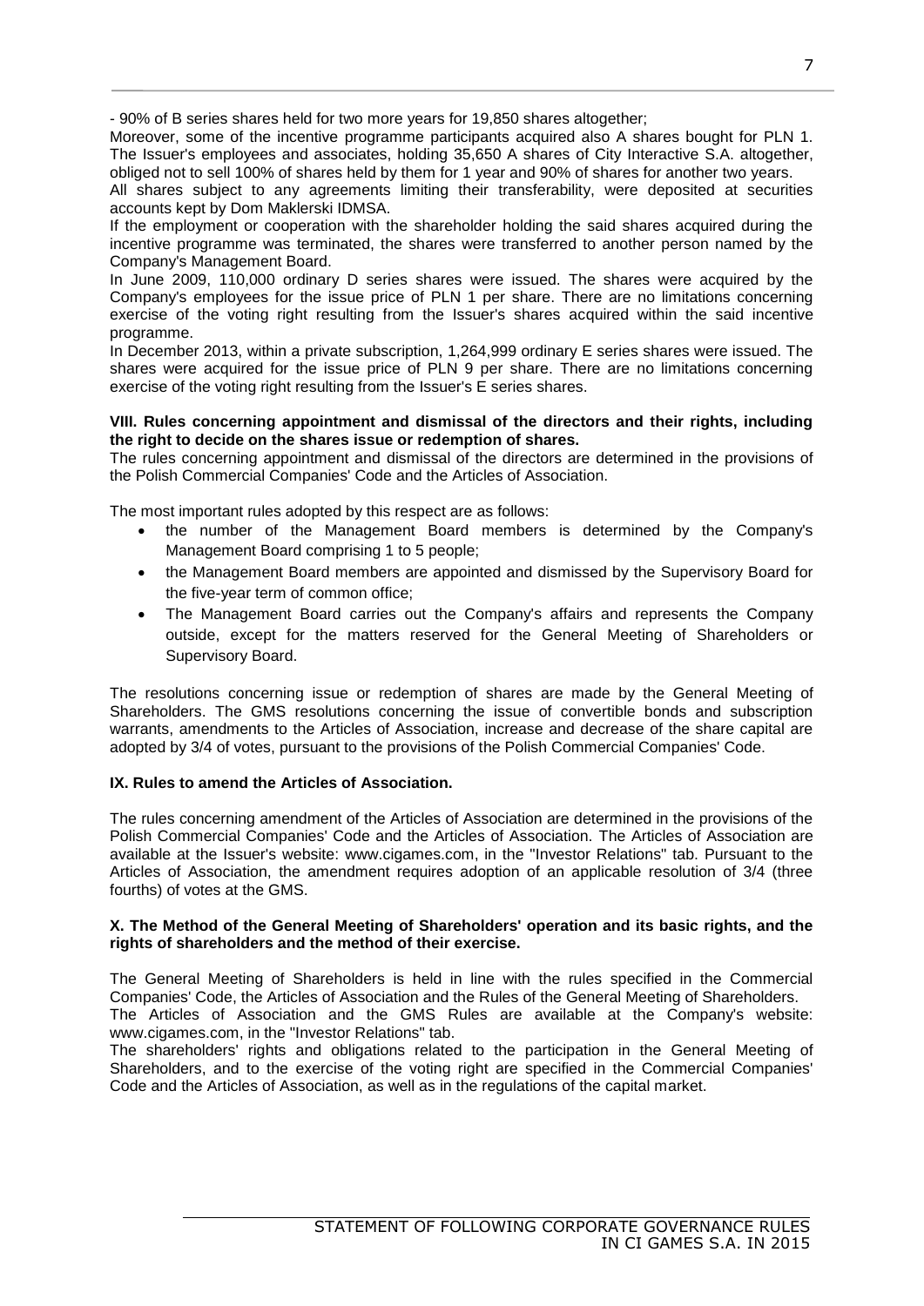- 90% of B series shares held for two more years for 19,850 shares altogether;

Moreover, some of the incentive programme participants acquired also A shares bought for PLN 1. The Issuer's employees and associates, holding 35,650 A shares of City Interactive S.A. altogether, obliged not to sell 100% of shares held by them for 1 year and 90% of shares for another two years.

All shares subject to any agreements limiting their transferability, were deposited at securities accounts kept by Dom Maklerski IDMSA.

If the employment or cooperation with the shareholder holding the said shares acquired during the incentive programme was terminated, the shares were transferred to another person named by the Company's Management Board.

In June 2009, 110,000 ordinary D series shares were issued. The shares were acquired by the Company's employees for the issue price of PLN 1 per share. There are no limitations concerning exercise of the voting right resulting from the Issuer's shares acquired within the said incentive programme.

In December 2013, within a private subscription, 1,264,999 ordinary E series shares were issued. The shares were acquired for the issue price of PLN 9 per share. There are no limitations concerning exercise of the voting right resulting from the Issuer's E series shares.

**VIII. Rules concerning appointment and dismissal of the directors and their rights, including the right to decide on the shares issue or redemption of shares.**

The rules concerning appointment and dismissal of the directors are determined in the provisions of the Polish Commercial Companies' Code and the Articles of Association.

The most important rules adopted by this respect are as follows:

- the number of the Management Board members is determined by the Company's Management Board comprising 1 to 5 people;
- the Management Board members are appointed and dismissed by the Supervisory Board for the five-year term of common office;
- The Management Board carries out the Company's affairs and represents the Company outside, except for the matters reserved for the General Meeting of Shareholders or Supervisory Board.

The resolutions concerning issue or redemption of shares are made by the General Meeting of Shareholders. The GMS resolutions concerning the issue of convertible bonds and subscription warrants, amendments to the Articles of Association, increase and decrease of the share capital are adopted by 3/4 of votes, pursuant to the provisions of the Polish Commercial Companies' Code.

**IX. Rules to amend the Articles of Association.**

The rules concerning amendment of the Articles of Association are determined in the provisions of the Polish Commercial Companies' Code and the Articles of Association. The Articles of Association are available at the Issuer's website: www.cigames.com, in the "Investor Relations" tab. Pursuant to the Articles of Association, the amendment requires adoption of an applicable resolution of 3/4 (three fourths) of votes at the GMS.

**X. The Method of the General Meeting of Shareholders' operation and its basic rights, and the rights of shareholders and the method of their exercise.**

The General Meeting of Shareholders is held in line with the rules specified in the Commercial Companies' Code, the Articles of Association and the Rules of the General Meeting of Shareholders.

The Articles of Association and the GMS Rules are available at the Company's website: www.cigames.com, in the "Investor Relations" tab.

The shareholders' rights and obligations related to the participation in the General Meeting of Shareholders, and to the exercise of the voting right are specified in the Commercial Companies' Code and the Articles of Association, as well as in the regulations of the capital market.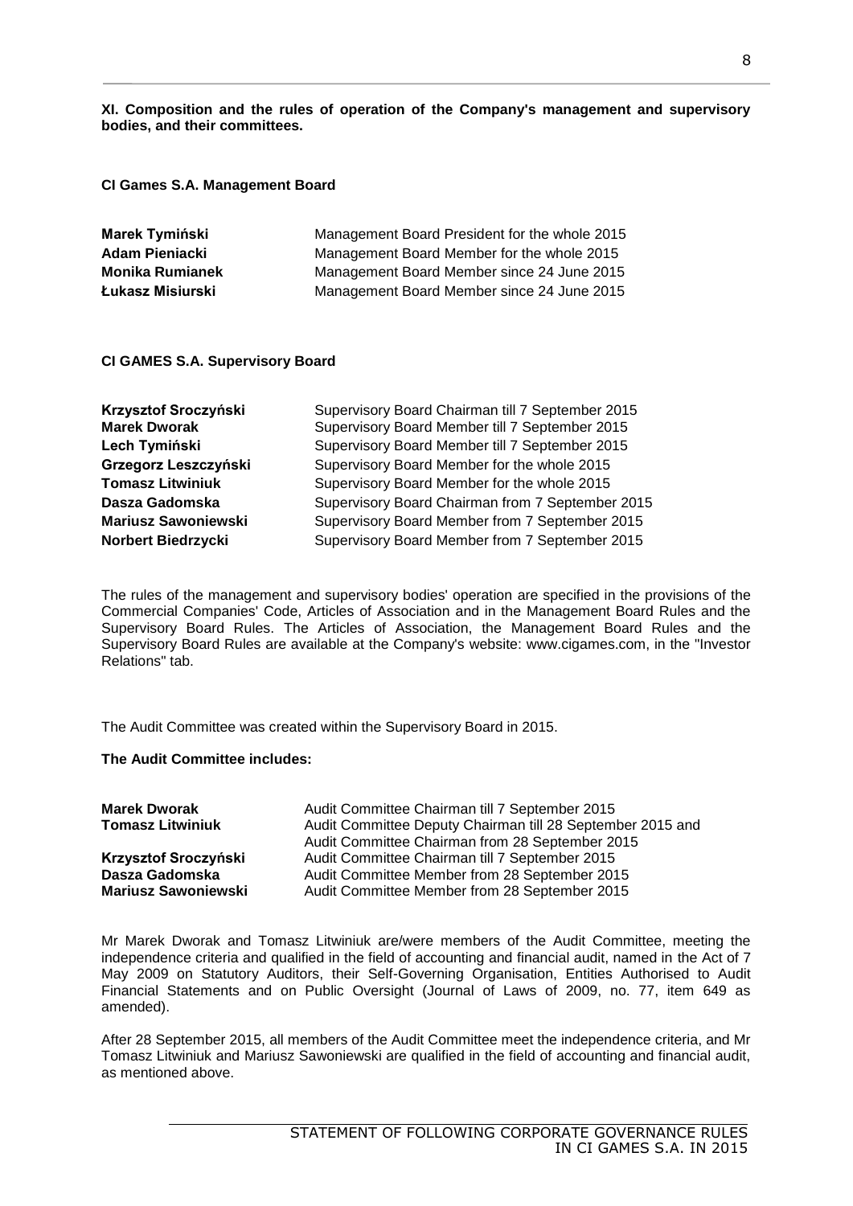**XI. Composition and the rules of operation of the Company's management and supervisory bodies, and their committees.**

**CI Games S.A. Management Board**

| | |
|---|---|
| **Marek Tymiński** | Management Board President for the whole 2015 |
| **Adam Pieniacki** | Management Board Member for the whole 2015 |
| **Monika Rumianek** | Management Board Member since 24 June 2015 |
| **Łukasz Misiurski** | Management Board Member since 24 June 2015 |

**CI GAMES S.A. Supervisory Board**

| | |
|---|---|
| **Krzysztof Sroczyński** | Supervisory Board Chairman till 7 September 2015 |
| **Marek Dworak** | Supervisory Board Member till 7 September 2015 |
| **Lech Tymiński** | Supervisory Board Member till 7 September 2015 |
| **Grzegorz Leszczyński** | Supervisory Board Member for the whole 2015 |
| **Tomasz Litwiniuk** | Supervisory Board Member for the whole 2015 |
| **Dasza Gadomska** | Supervisory Board Chairman from 7 September 2015 |
| **Mariusz Sawoniewski** | Supervisory Board Member from 7 September 2015 |
| **Norbert Biedrzycki** | Supervisory Board Member from 7 September 2015 |

The rules of the management and supervisory bodies' operation are specified in the provisions of the Commercial Companies' Code, Articles of Association and in the Management Board Rules and the Supervisory Board Rules. The Articles of Association, the Management Board Rules and the Supervisory Board Rules are available at the Company's website: www.cigames.com, in the "Investor Relations" tab.

The Audit Committee was created within the Supervisory Board in 2015.

**The Audit Committee includes:**

| | |
|---|---|
| **Marek Dworak** | Audit Committee Chairman till 7 September 2015 |
| **Tomasz Litwiniuk** | Audit Committee Deputy Chairman till 28 September 2015 and Audit Committee Chairman from 28 September 2015 |
| **Krzysztof Sroczyński** | Audit Committee Chairman till 7 September 2015 |
| **Dasza Gadomska** | Audit Committee Member from 28 September 2015 |
| **Mariusz Sawoniewski** | Audit Committee Member from 28 September 2015 |

Mr Marek Dworak and Tomasz Litwiniuk are/were members of the Audit Committee, meeting the independence criteria and qualified in the field of accounting and financial audit, named in the Act of 7 May 2009 on Statutory Auditors, their Self-Governing Organisation, Entities Authorised to Audit Financial Statements and on Public Oversight (Journal of Laws of 2009, no. 77, item 649 as amended).

After 28 September 2015, all members of the Audit Committee meet the independence criteria, and Mr Tomasz Litwiniuk and Mariusz Sawoniewski are qualified in the field of accounting and financial audit, as mentioned above.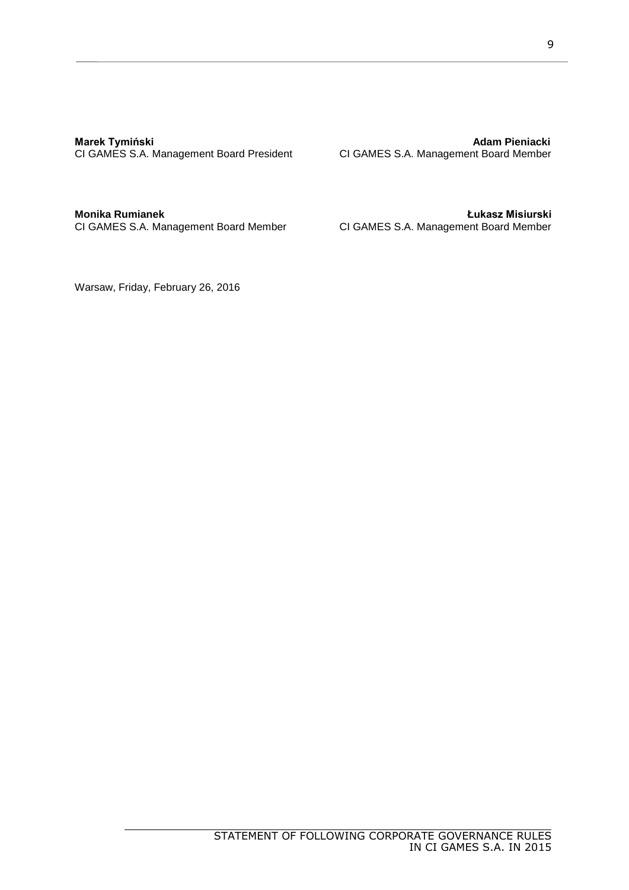**Marek Tymiński**
CI GAMES S.A. Management Board President

**Adam Pieniacki**
CI GAMES S.A. Management Board Member

**Monika Rumianek**
CI GAMES S.A. Management Board Member

**Łukasz Misiurski**
CI GAMES S.A. Management Board Member

Warsaw, Friday, February 26, 2016